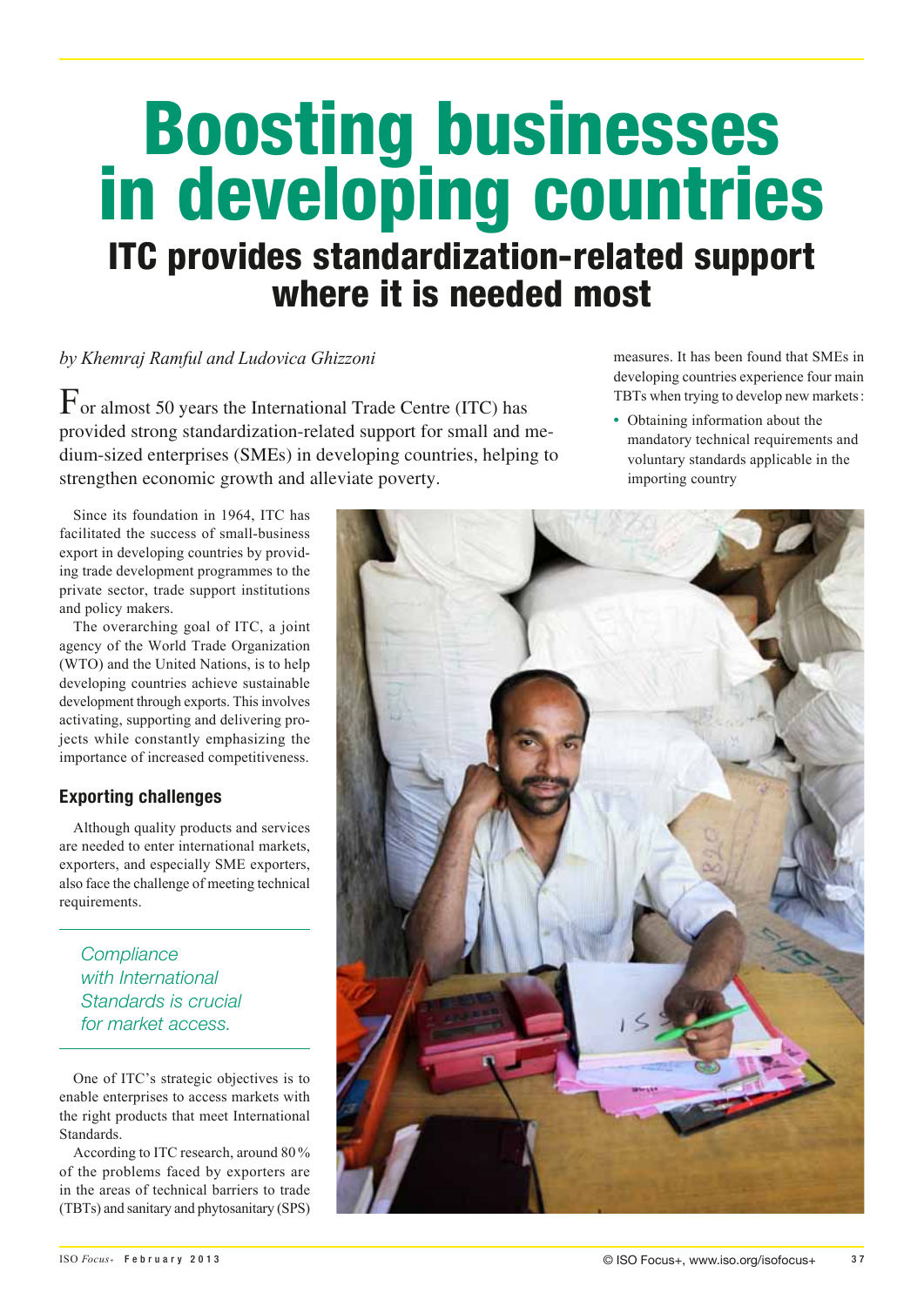# Boosting businesses in developing countries

## ITC provides standardization-related support where it is needed most

*by Khemraj Ramful and Ludovica Ghizzoni*

For almost 50 years the International Trade Centre (ITC) has provided strong standardization-related support for small and medium-sized enterprises (SMEs) in developing countries, helping to strengthen economic growth and alleviate poverty.

Since its foundation in 1964, ITC has facilitated the success of small-business export in developing countries by providing trade development programmes to the private sector, trade support institutions and policy makers.

The overarching goal of ITC, a joint agency of the World Trade Organization (WTO) and the United Nations, is to help developing countries achieve sustainable development through exports. This involves activating, supporting and delivering projects while constantly emphasizing the importance of increased competitiveness.

### Exporting challenges

Although quality products and services are needed to enter international markets, exporters, and especially SME exporters, also face the challenge of meeting technical requirements.

*Compliance with International Standards is crucial for market access.*

One of ITC's strategic objectives is to enable enterprises to access markets with the right products that meet International Standards.

According to ITC research, around 80 % of the problems faced by exporters are in the areas of technical barriers to trade (TBTs) and sanitary and phytosanitary (SPS) measures. It has been found that SMEs in developing countries experience four main TBTs when trying to develop new markets:

- Obtaining information about the mandatory technical requirements and voluntary standards applicable in the importing country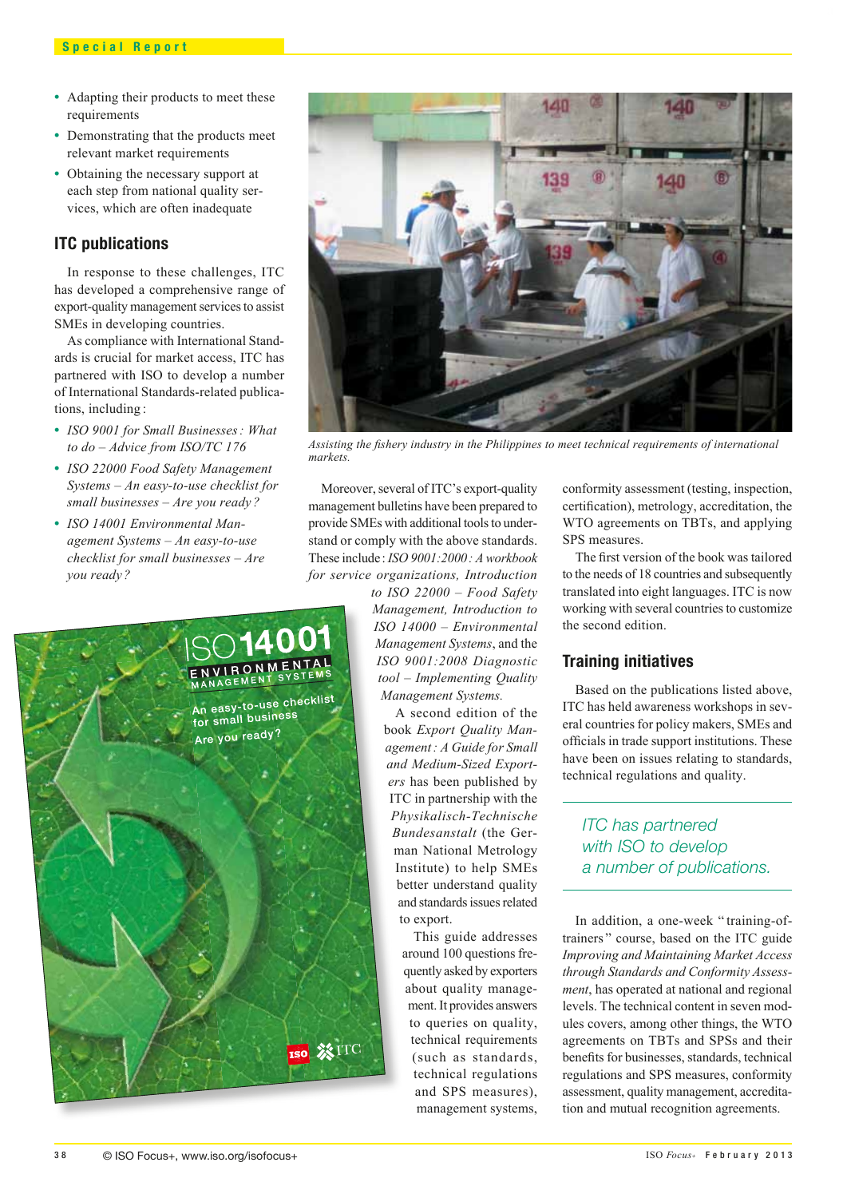- Adapting their products to meet these requirements
- Demonstrating that the products meet relevant market requirements
- Obtaining the necessary support at each step from national quality services, which are often inadequate

## ITC publications

In response to these challenges, ITC has developed a comprehensive range of export-quality management services to assist SMEs in developing countries.

As compliance with International Standards is crucial for market access, ITC has partnered with ISO to develop a number of International Standards-related publications, including :

- *ISO 9001 for Small Businesses : What to do – Advice from ISO/TC 176*
- *ISO 22000 Food Safety Management Systems – An easy-to-use checklist for small businesses – Are you ready ?*
- *ISO 14001 Environmental Management Systems – An easy-to-use checklist for small businesses – Are you ready ?*

Assisting the fishery industry in the Philippines to meet technical requirements of international markets.

Moreover, several of ITC's export-quality management bulletins have been prepared to provide SMEs with additional tools to understand or comply with the above standards. These include : *ISO 9001:2000 : A workbook for service organizations, Introduction to ISO 22000 – Food Safety Management, Introduction to ISO 14000 – Environmental Management Systems*, and the *ISO 9001:2008 Diagnostic tool – Implementing Quality Management Systems.*

A second edition of the book *Export Quality Management : A Guide for Small and Medium-Sized Exporters* has been published by ITC in partnership with the *Physikalisch-Technische Bundesanstalt* (the German National Metrology Institute) to help SMEs better understand quality and standards issues related to export.

This guide addresses around 100 questions frequently asked by exporters about quality management. It provides answers to queries on quality, technical requirements (such as standards, technical regulations and SPS measures), management systems, conformity assessment (testing, inspection, certification), metrology, accreditation, the WTO agreements on TBTs, and applying SPS measures.

The first version of the book was tailored to the needs of 18 countries and subsequently translated into eight languages. ITC is now working with several countries to customize the second edition.

## Training initiatives

Based on the publications listed above, ITC has held awareness workshops in several countries for policy makers, SMEs and officials in trade support institutions. These have been on issues relating to standards, technical regulations and quality.

> *ITC has partnered with ISO to develop a number of publications.*

In addition, a one-week " training-of-trainers " course, based on the ITC guide *Improving and Maintaining Market Access through Standards and Conformity Assessment*, has operated at national and regional levels. The technical content in seven modules covers, among other things, the WTO agreements on TBTs and SPSs and their benefits for businesses, standards, technical regulations and SPS measures, conformity assessment, quality management, accreditation and mutual recognition agreements.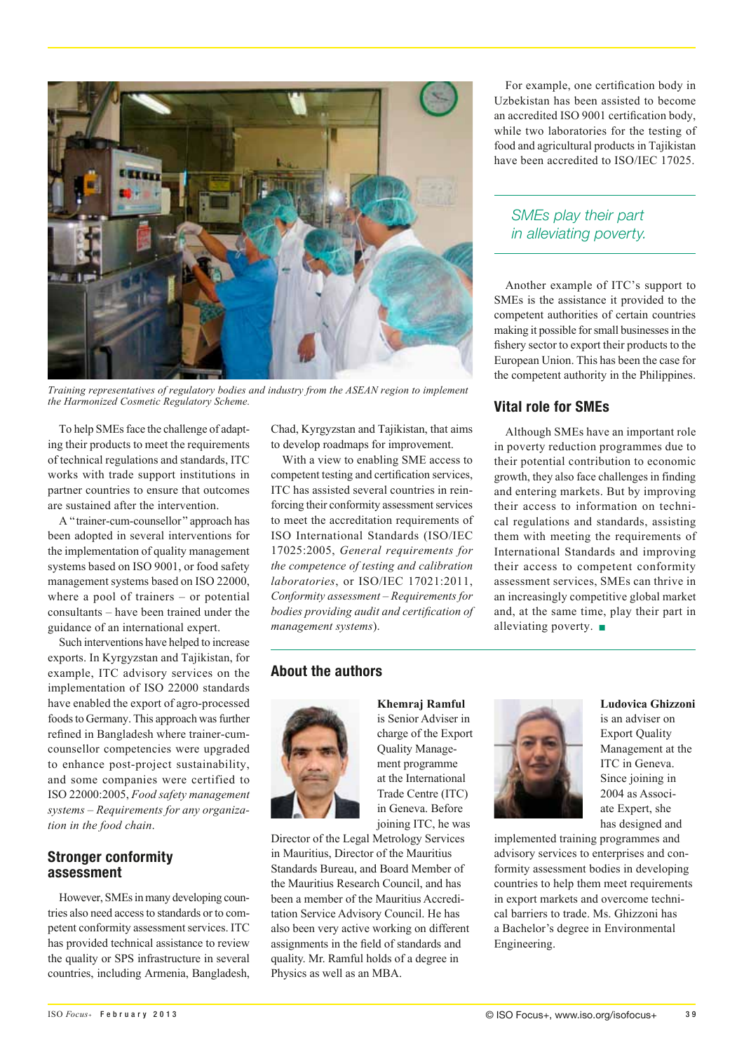*Training representatives of regulatory bodies and industry from the ASEAN region to implement the Harmonized Cosmetic Regulatory Scheme.*

To help SMEs face the challenge of adapting their products to meet the requirements of technical regulations and standards, ITC works with trade support institutions in partner countries to ensure that outcomes are sustained after the intervention.

A "trainer-cum-counsellor" approach has been adopted in several interventions for the implementation of quality management systems based on ISO 9001, or food safety management systems based on ISO 22000, where a pool of trainers – or potential consultants – have been trained under the guidance of an international expert.

Such interventions have helped to increase exports. In Kyrgyzstan and Tajikistan, for example, ITC advisory services on the implementation of ISO 22000 standards have enabled the export of agro-processed foods to Germany. This approach was further refined in Bangladesh where trainer-cum-counsellor competencies were upgraded to enhance post-project sustainability, and some companies were certified to ISO 22000:2005, *Food safety management systems – Requirements for any organization in the food chain*.

## Stronger conformity assessment

However, SMEs in many developing countries also need access to standards or to competent conformity assessment services. ITC has provided technical assistance to review the quality or SPS infrastructure in several countries, including Armenia, Bangladesh, Chad, Kyrgyzstan and Tajikistan, that aims to develop roadmaps for improvement.

With a view to enabling SME access to competent testing and certification services, ITC has assisted several countries in reinforcing their conformity assessment services to meet the accreditation requirements of ISO International Standards (ISO/IEC 17025:2005, *General requirements for the competence of testing and calibration laboratories*, or ISO/IEC 17021:2011, *Conformity assessment – Requirements for bodies providing audit and certification of management systems*).

For example, one certification body in Uzbekistan has been assisted to become an accredited ISO 9001 certification body, while two laboratories for the testing of food and agricultural products in Tajikistan have been accredited to ISO/IEC 17025.

*SMEs play their part in alleviating poverty.*

Another example of ITC's support to SMEs is the assistance it provided to the competent authorities of certain countries making it possible for small businesses in the fishery sector to export their products to the European Union. This has been the case for the competent authority in the Philippines.

## Vital role for SMEs

Although SMEs have an important role in poverty reduction programmes due to their potential contribution to economic growth, they also face challenges in finding and entering markets. But by improving their access to information on technical regulations and standards, assisting them with meeting the requirements of International Standards and improving their access to competent conformity assessment services, SMEs can thrive in an increasingly competitive global market and, at the same time, play their part in alleviating poverty. ■

## About the authors

**Khemraj Ramful** is Senior Adviser in charge of the Export Quality Management programme at the International Trade Centre (ITC) in Geneva. Before joining ITC, he was Director of the Legal Metrology Services in Mauritius, Director of the Mauritius Standards Bureau, and Board Member of the Mauritius Research Council, and has been a member of the Mauritius Accreditation Service Advisory Council. He has also been very active working on different assignments in the field of standards and quality. Mr. Ramful holds of a degree in Physics as well as an MBA.

**Ludovica Ghizzoni** is an adviser on Export Quality Management at the ITC in Geneva. Since joining in 2004 as Associate Expert, she has designed and implemented training programmes and advisory services to enterprises and conformity assessment bodies in developing countries to help them meet requirements in export markets and overcome technical barriers to trade. Ms. Ghizzoni has a Bachelor's degree in Environmental Engineering.